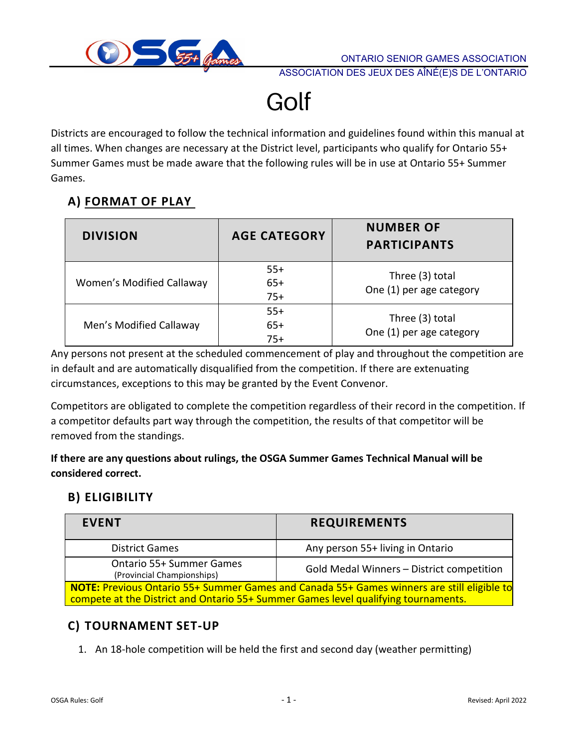ONTARIO SENIOR GAMES ASSOCIATION
ASSOCIATION DES JEUX DES AÎNÉ(E)S DE L'ONTARIO

# Golf

Districts are encouraged to follow the technical information and guidelines found within this manual at all times. When changes are necessary at the District level, participants who qualify for Ontario 55+ Summer Games must be made aware that the following rules will be in use at Ontario 55+ Summer Games.

## A) FORMAT OF PLAY

| DIVISION | AGE CATEGORY | NUMBER OF PARTICIPANTS |
|---|---|---|
| Women's Modified Callaway | 55+<br>65+<br>75+ | Three (3) total<br>One (1) per age category |
| Men's Modified Callaway | 55+<br>65+<br>75+ | Three (3) total<br>One (1) per age category |

Any persons not present at the scheduled commencement of play and throughout the competition are in default and are automatically disqualified from the competition. If there are extenuating circumstances, exceptions to this may be granted by the Event Convenor.

Competitors are obligated to complete the competition regardless of their record in the competition. If a competitor defaults part way through the competition, the results of that competitor will be removed from the standings.

**If there are any questions about rulings, the OSGA Summer Games Technical Manual will be considered correct.**

## B) ELIGIBILITY

| EVENT | REQUIREMENTS |
|---|---|
| District Games | Any person 55+ living in Ontario |
| Ontario 55+ Summer Games (Provincial Championships) | Gold Medal Winners – District competition |
| **NOTE:** Previous Ontario 55+ Summer Games and Canada 55+ Games winners are still eligible to compete at the District and Ontario 55+ Summer Games level qualifying tournaments. | |

## C) TOURNAMENT SET-UP

1. An 18-hole competition will be held the first and second day (weather permitting)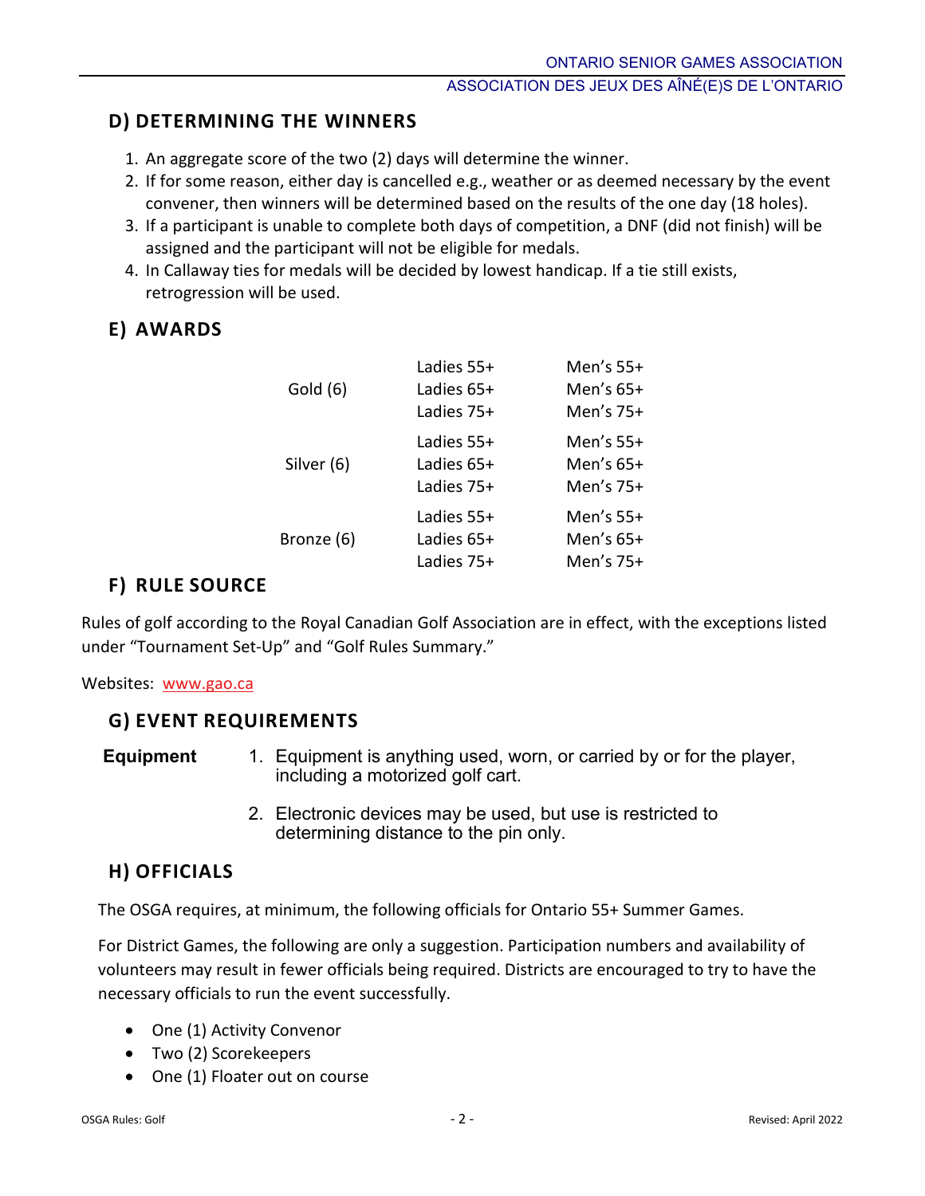## D) DETERMINING THE WINNERS

1. An aggregate score of the two (2) days will determine the winner.
2. If for some reason, either day is cancelled e.g., weather or as deemed necessary by the event convener, then winners will be determined based on the results of the one day (18 holes).
3. If a participant is unable to complete both days of competition, a DNF (did not finish) will be assigned and the participant will not be eligible for medals.
4. In Callaway ties for medals will be decided by lowest handicap. If a tie still exists, retrogression will be used.

## E) AWARDS

| | | |
|---|---|---|
| Gold (6) | Ladies 55+ | Men's 55+ |
| | Ladies 65+ | Men's 65+ |
| | Ladies 75+ | Men's 75+ |
| Silver (6) | Ladies 55+ | Men's 55+ |
| | Ladies 65+ | Men's 65+ |
| | Ladies 75+ | Men's 75+ |
| Bronze (6) | Ladies 55+ | Men's 55+ |
| | Ladies 65+ | Men's 65+ |
| | Ladies 75+ | Men's 75+ |

## F) RULE SOURCE

Rules of golf according to the Royal Canadian Golf Association are in effect, with the exceptions listed under "Tournament Set-Up" and "Golf Rules Summary."

Websites: www.gao.ca

## G) EVENT REQUIREMENTS

**Equipment**

1. Equipment is anything used, worn, or carried by or for the player, including a motorized golf cart.
2. Electronic devices may be used, but use is restricted to determining distance to the pin only.

## H) OFFICIALS

The OSGA requires, at minimum, the following officials for Ontario 55+ Summer Games.

For District Games, the following are only a suggestion. Participation numbers and availability of volunteers may result in fewer officials being required. Districts are encouraged to try to have the necessary officials to run the event successfully.

- One (1) Activity Convenor
- Two (2) Scorekeepers
- One (1) Floater out on course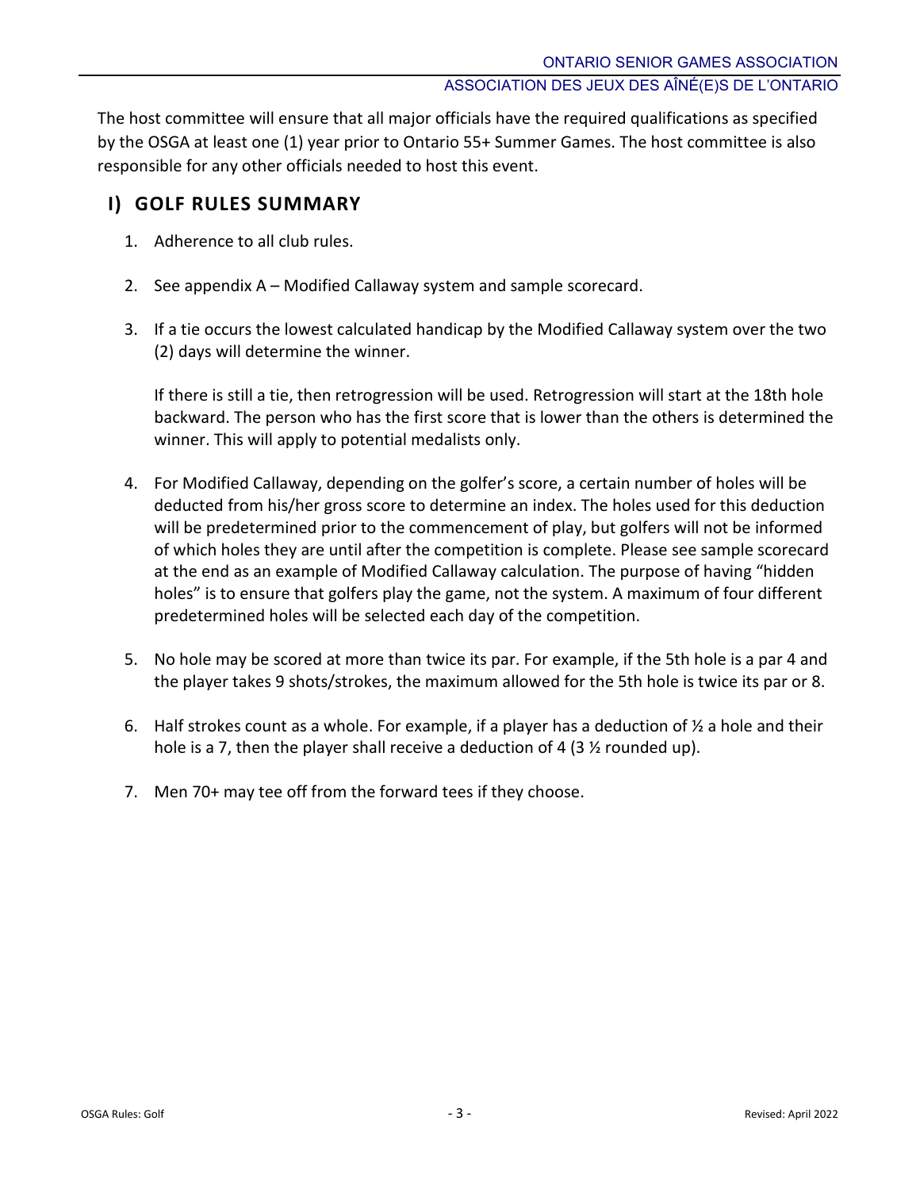The host committee will ensure that all major officials have the required qualifications as specified by the OSGA at least one (1) year prior to Ontario 55+ Summer Games. The host committee is also responsible for any other officials needed to host this event.

## I) GOLF RULES SUMMARY

1. Adherence to all club rules.

2. See appendix A – Modified Callaway system and sample scorecard.

3. If a tie occurs the lowest calculated handicap by the Modified Callaway system over the two (2) days will determine the winner.

   If there is still a tie, then retrogression will be used. Retrogression will start at the 18th hole backward. The person who has the first score that is lower than the others is determined the winner. This will apply to potential medalists only.

4. For Modified Callaway, depending on the golfer's score, a certain number of holes will be deducted from his/her gross score to determine an index. The holes used for this deduction will be predetermined prior to the commencement of play, but golfers will not be informed of which holes they are until after the competition is complete. Please see sample scorecard at the end as an example of Modified Callaway calculation. The purpose of having "hidden holes" is to ensure that golfers play the game, not the system. A maximum of four different predetermined holes will be selected each day of the competition.

5. No hole may be scored at more than twice its par. For example, if the 5th hole is a par 4 and the player takes 9 shots/strokes, the maximum allowed for the 5th hole is twice its par or 8.

6. Half strokes count as a whole. For example, if a player has a deduction of ½ a hole and their hole is a 7, then the player shall receive a deduction of 4 (3 ½ rounded up).

7. Men 70+ may tee off from the forward tees if they choose.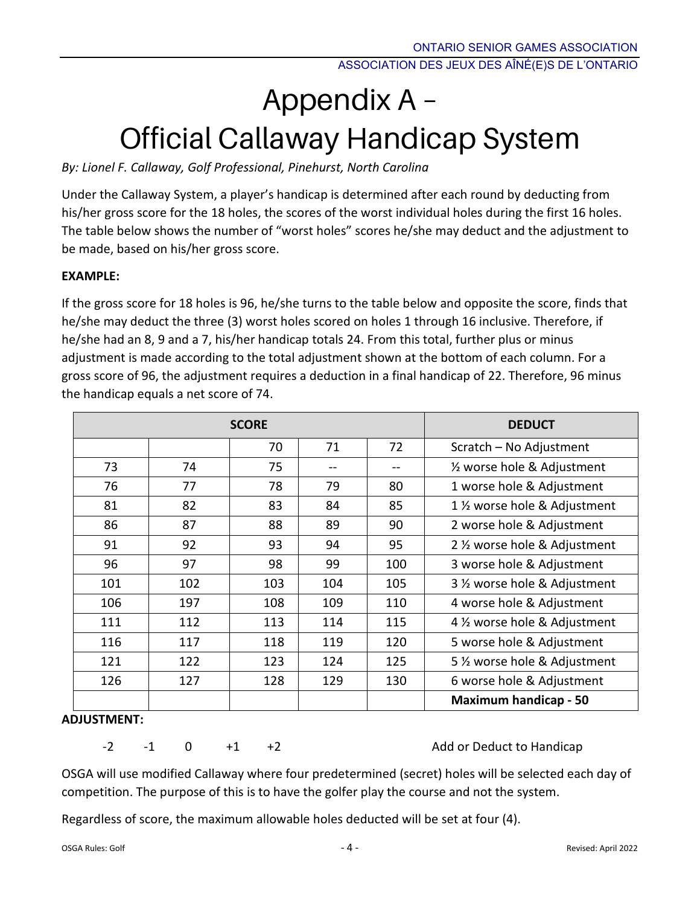# Appendix A – Official Callaway Handicap System

*By: Lionel F. Callaway, Golf Professional, Pinehurst, North Carolina*

Under the Callaway System, a player's handicap is determined after each round by deducting from his/her gross score for the 18 holes, the scores of the worst individual holes during the first 16 holes. The table below shows the number of "worst holes" scores he/she may deduct and the adjustment to be made, based on his/her gross score.

**EXAMPLE:**

If the gross score for 18 holes is 96, he/she turns to the table below and opposite the score, finds that he/she may deduct the three (3) worst holes scored on holes 1 through 16 inclusive. Therefore, if he/she had an 8, 9 and a 7, his/her handicap totals 24. From this total, further plus or minus adjustment is made according to the total adjustment shown at the bottom of each column. For a gross score of 96, the adjustment requires a deduction in a final handicap of 22. Therefore, 96 minus the handicap equals a net score of 74.

| SCORE | | | | | DEDUCT |
|---|---|---|---|---|---|
| | | 70 | 71 | 72 | Scratch – No Adjustment |
| 73 | 74 | 75 | -- | -- | ½ worse hole & Adjustment |
| 76 | 77 | 78 | 79 | 80 | 1 worse hole & Adjustment |
| 81 | 82 | 83 | 84 | 85 | 1 ½ worse hole & Adjustment |
| 86 | 87 | 88 | 89 | 90 | 2 worse hole & Adjustment |
| 91 | 92 | 93 | 94 | 95 | 2 ½ worse hole & Adjustment |
| 96 | 97 | 98 | 99 | 100 | 3 worse hole & Adjustment |
| 101 | 102 | 103 | 104 | 105 | 3 ½ worse hole & Adjustment |
| 106 | 197 | 108 | 109 | 110 | 4 worse hole & Adjustment |
| 111 | 112 | 113 | 114 | 115 | 4 ½ worse hole & Adjustment |
| 116 | 117 | 118 | 119 | 120 | 5 worse hole & Adjustment |
| 121 | 122 | 123 | 124 | 125 | 5 ½ worse hole & Adjustment |
| 126 | 127 | 128 | 129 | 130 | 6 worse hole & Adjustment |
| | | | | | **Maximum handicap - 50** |

**ADJUSTMENT:**

| -2 | -1 | 0 | +1 | +2 | Add or Deduct to Handicap |
|---|---|---|---|---|---|

OSGA will use modified Callaway where four predetermined (secret) holes will be selected each day of competition. The purpose of this is to have the golfer play the course and not the system.

Regardless of score, the maximum allowable holes deducted will be set at four (4).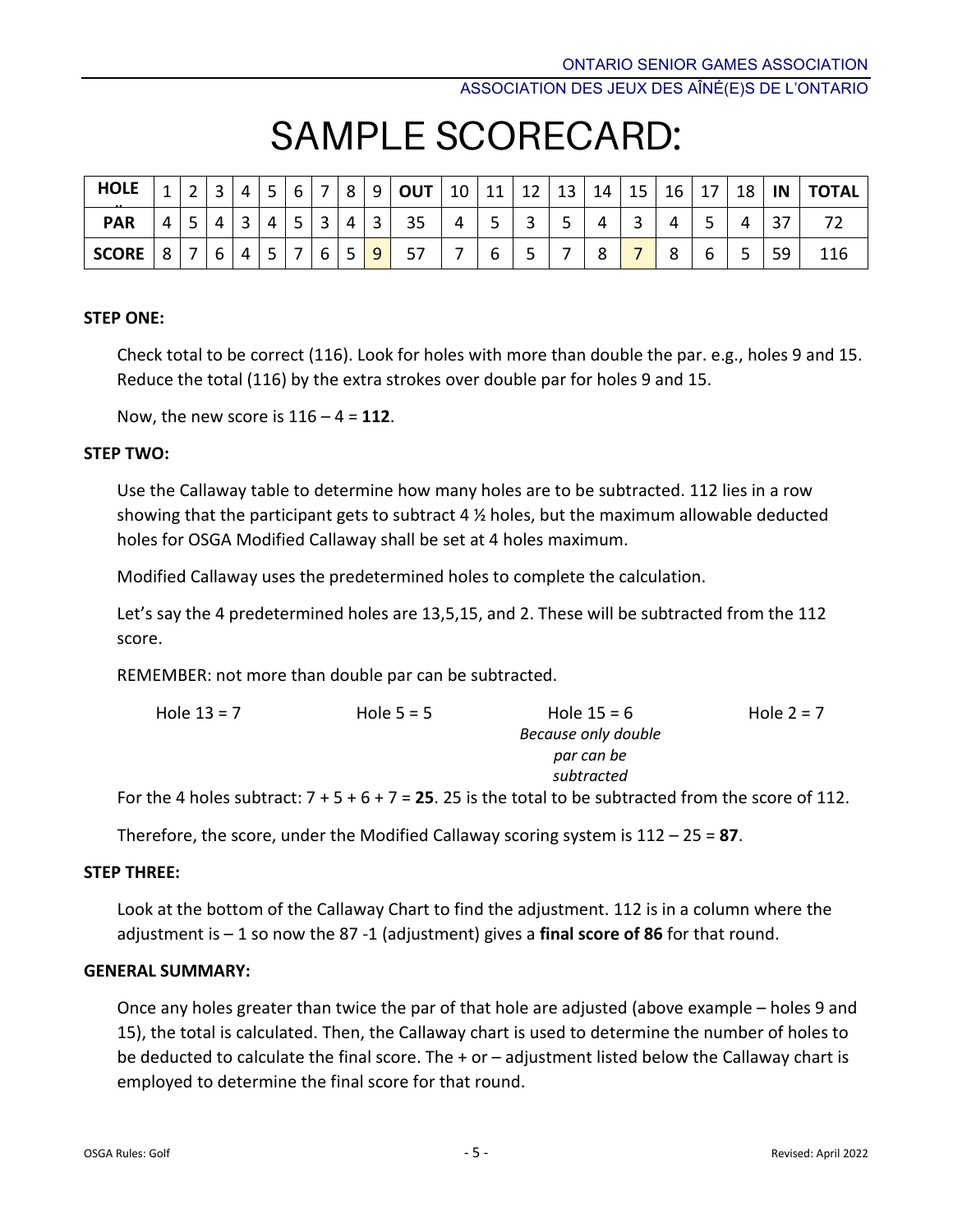# SAMPLE SCORECARD:

| HOLE | 1 | 2 | 3 | 4 | 5 | 6 | 7 | 8 | 9 | OUT | 10 | 11 | 12 | 13 | 14 | 15 | 16 | 17 | 18 | IN | TOTAL |
|---|---|---|---|---|---|---|---|---|---|---|---|---|---|---|---|---|---|---|---|---|---|
| PAR | 4 | 5 | 4 | 3 | 4 | 5 | 3 | 4 | 3 | 35 | 4 | 5 | 3 | 5 | 4 | 3 | 4 | 5 | 4 | 37 | 72 |
| SCORE | 8 | 7 | 6 | 4 | 5 | 7 | 6 | 5 | 9 | 57 | 7 | 6 | 5 | 7 | 8 | 7 | 8 | 6 | 5 | 59 | 116 |

**STEP ONE:**

Check total to be correct (116). Look for holes with more than double the par. e.g., holes 9 and 15. Reduce the total (116) by the extra strokes over double par for holes 9 and 15.

Now, the new score is 116 – 4 = **112**.

**STEP TWO:**

Use the Callaway table to determine how many holes are to be subtracted. 112 lies in a row showing that the participant gets to subtract 4 ½ holes, but the maximum allowable deducted holes for OSGA Modified Callaway shall be set at 4 holes maximum.

Modified Callaway uses the predetermined holes to complete the calculation.

Let's say the 4 predetermined holes are 13,5,15, and 2. These will be subtracted from the 112 score.

REMEMBER: not more than double par can be subtracted.

Hole 13 = 7 Hole 5 = 5 Hole 15 = 6 *Because only double par can be subtracted* Hole 2 = 7

For the 4 holes subtract: 7 + 5 + 6 + 7 = **25**. 25 is the total to be subtracted from the score of 112.

Therefore, the score, under the Modified Callaway scoring system is 112 – 25 = **87**.

**STEP THREE:**

Look at the bottom of the Callaway Chart to find the adjustment. 112 is in a column where the adjustment is – 1 so now the 87 -1 (adjustment) gives a **final score of 86** for that round.

**GENERAL SUMMARY:**

Once any holes greater than twice the par of that hole are adjusted (above example – holes 9 and 15), the total is calculated. Then, the Callaway chart is used to determine the number of holes to be deducted to calculate the final score. The + or – adjustment listed below the Callaway chart is employed to determine the final score for that round.